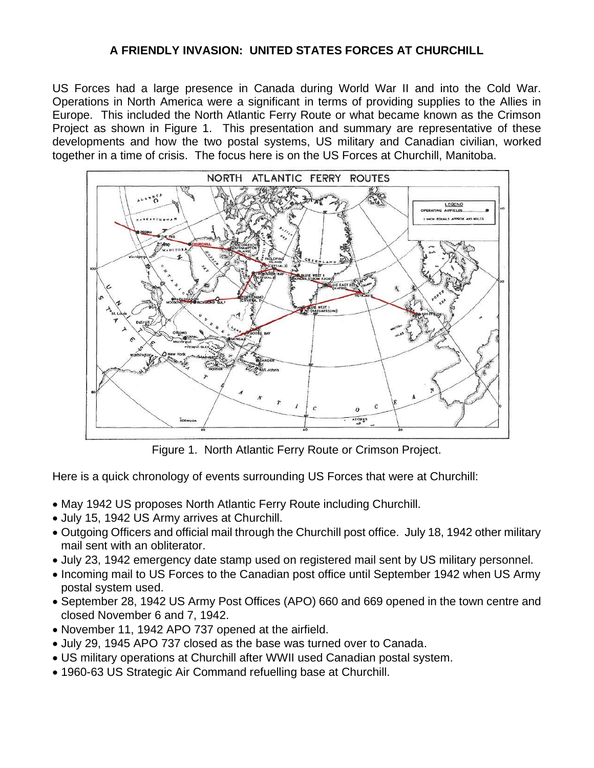# A FRIENDLY INVASION: UNITED STATES FORCES AT CHURCHILL

US Forces had a large presence in Canada during World War II and into the Cold War. Operations in North America were a significant in terms of providing supplies to the Allies in Europe. This included the North Atlantic Ferry Route or what became known as the Crimson Project as shown in Figure 1. This presentation and summary are representative of these developments and how the two postal systems, US military and Canadian civilian, worked together in a time of crisis. The focus here is on the US Forces at Churchill, Manitoba.

Figure 1. North Atlantic Ferry Route or Crimson Project.

Here is a quick chronology of events surrounding US Forces that were at Churchill:

- May 1942 US proposes North Atlantic Ferry Route including Churchill.
- July 15, 1942 US Army arrives at Churchill.
- Outgoing Officers and official mail through the Churchill post office. July 18, 1942 other military mail sent with an obliterator.
- July 23, 1942 emergency date stamp used on registered mail sent by US military personnel.
- Incoming mail to US Forces to the Canadian post office until September 1942 when US Army postal system used.
- September 28, 1942 US Army Post Offices (APO) 660 and 669 opened in the town centre and closed November 6 and 7, 1942.
- November 11, 1942 APO 737 opened at the airfield.
- July 29, 1945 APO 737 closed as the base was turned over to Canada.
- US military operations at Churchill after WWII used Canadian postal system.
- 1960-63 US Strategic Air Command refuelling base at Churchill.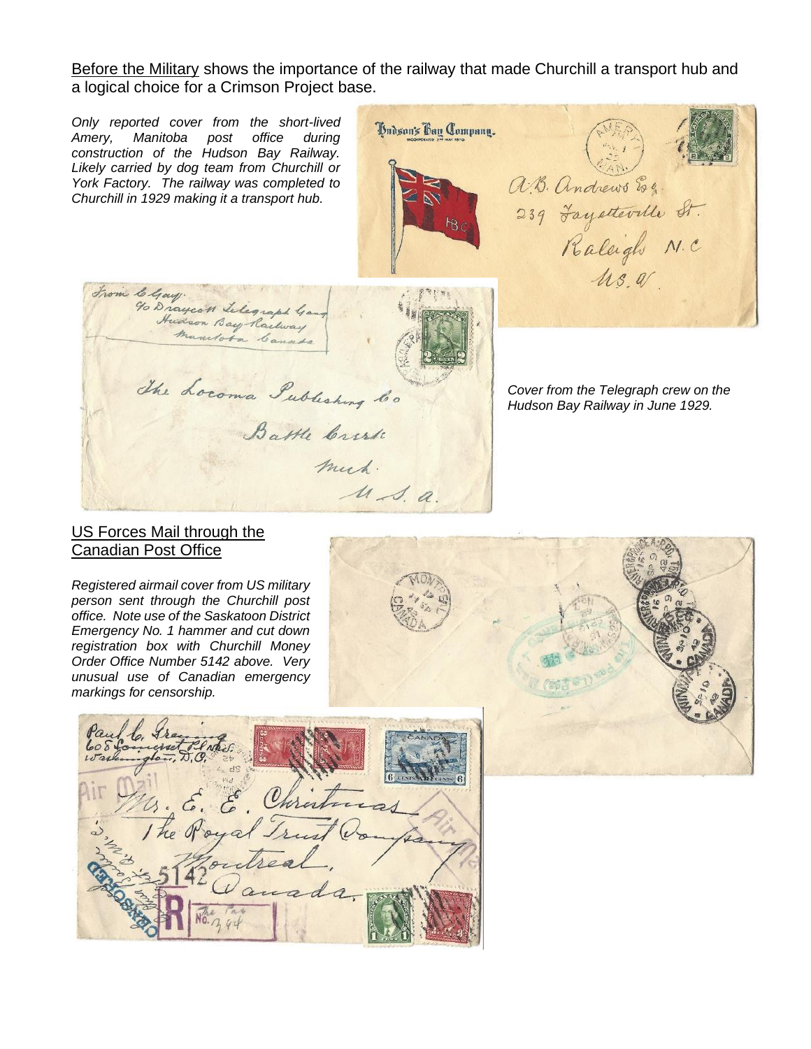Before the Military shows the importance of the railway that made Churchill a transport hub and a logical choice for a Crimson Project base.

*Only reported cover from the short-lived Amery, Manitoba post office during construction of the Hudson Bay Railway. Likely carried by dog team from Churchill or York Factory. The railway was completed to Churchill in 1929 making it a transport hub.*

*Cover from the Telegraph crew on the Hudson Bay Railway in June 1929.*

## US Forces Mail through the Canadian Post Office

*Registered airmail cover from US military person sent through the Churchill post office. Note use of the Saskatoon District Emergency No. 1 hammer and cut down registration box with Churchill Money Order Office Number 5142 above. Very unusual use of Canadian emergency markings for censorship.*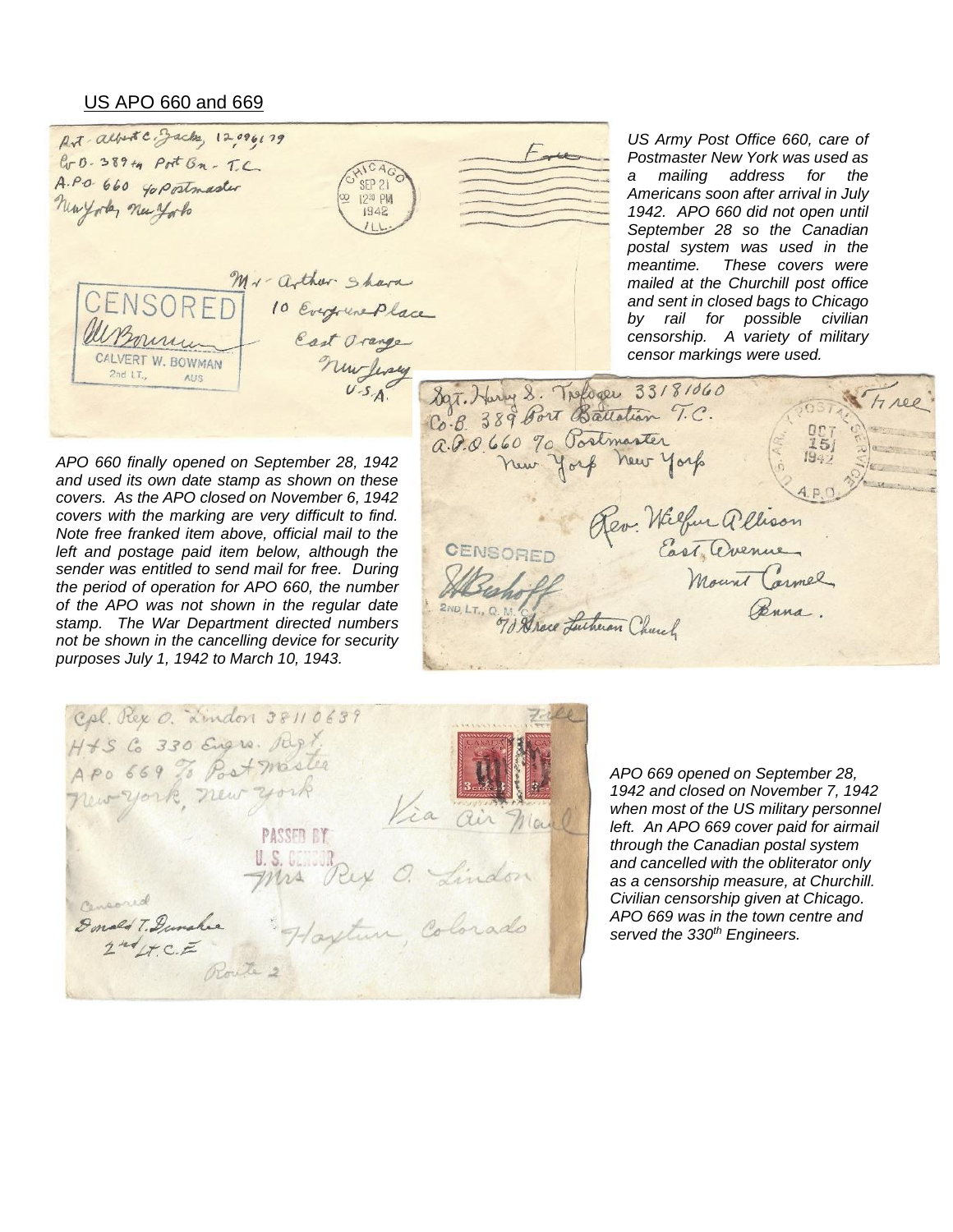## US APO 660 and 669

*US Army Post Office 660, care of Postmaster New York was used as a mailing address for the Americans soon after arrival in July 1942. APO 660 did not open until September 28 so the Canadian postal system was used in the meantime. These covers were mailed at the Churchill post office and sent in closed bags to Chicago by rail for possible civilian censorship. A variety of military censor markings were used.*

*APO 660 finally opened on September 28, 1942 and used its own date stamp as shown on these covers. As the APO closed on November 6, 1942 covers with the marking are very difficult to find. Note free franked item above, official mail to the left and postage paid item below, although the sender was entitled to send mail for free. During the period of operation for APO 660, the number of the APO was not shown in the regular date stamp. The War Department directed numbers not be shown in the cancelling device for security purposes July 1, 1942 to March 10, 1943.*

*APO 669 opened on September 28, 1942 and closed on November 7, 1942 when most of the US military personnel left. An APO 669 cover paid for airmail through the Canadian postal system and cancelled with the obliterator only as a censorship measure, at Churchill. Civilian censorship given at Chicago. APO 669 was in the town centre and served the 330th Engineers.*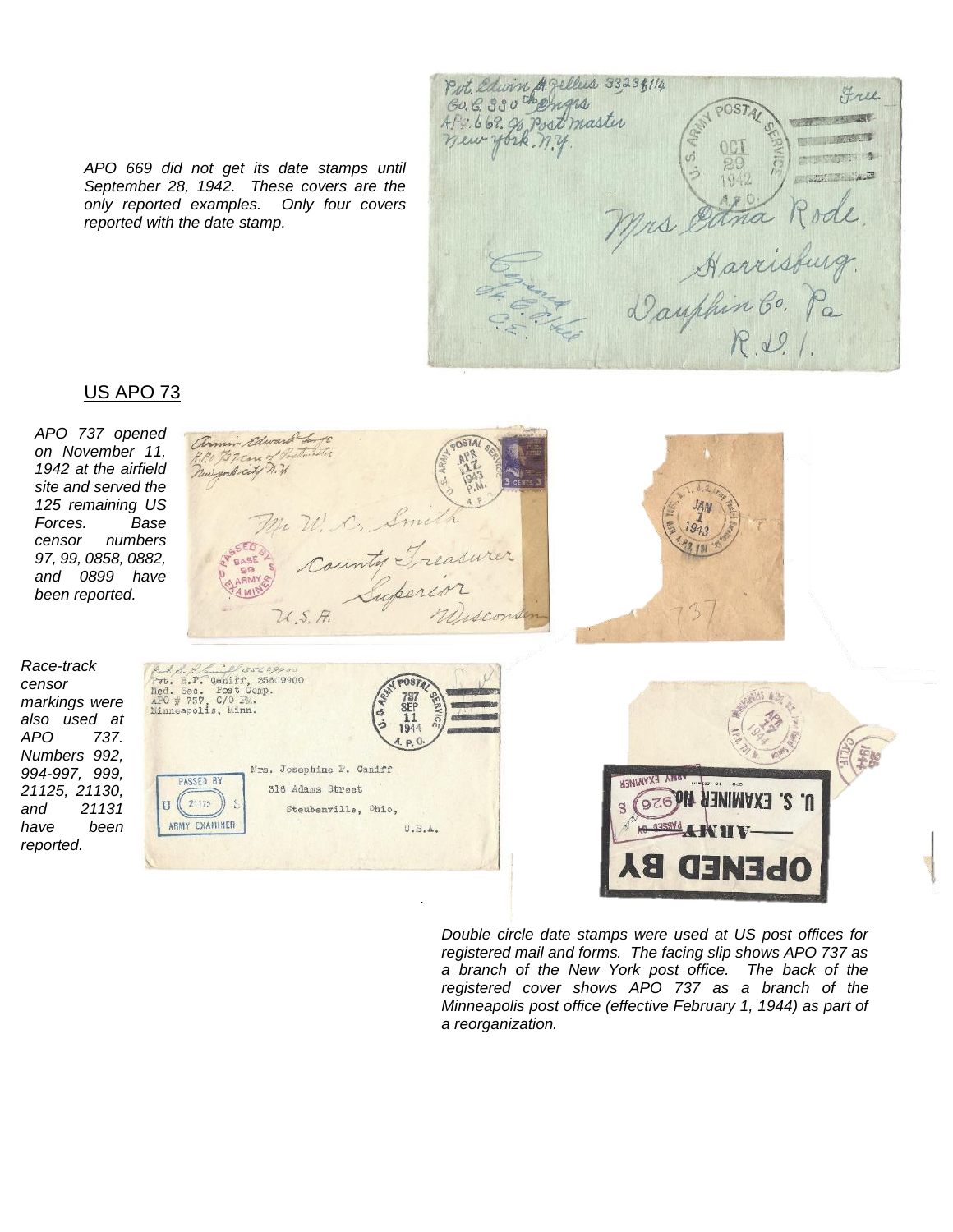*APO 669 did not get its date stamps until September 28, 1942. These covers are the only reported examples. Only four covers reported with the date stamp.*

## US APO 73

*APO 737 opened on November 11, 1942 at the airfield site and served the 125 remaining US Forces. Base censor numbers 97, 99, 0858, 0882, and 0899 have been reported.*

*Race-track censor markings were also used at APO 737. Numbers 992, 994-997, 999, 21125, 21130, and 21131 have been reported.*

*Double circle date stamps were used at US post offices for registered mail and forms. The facing slip shows APO 737 as a branch of the New York post office. The back of the registered cover shows APO 737 as a branch of the Minneapolis post office (effective February 1, 1944) as part of a reorganization.*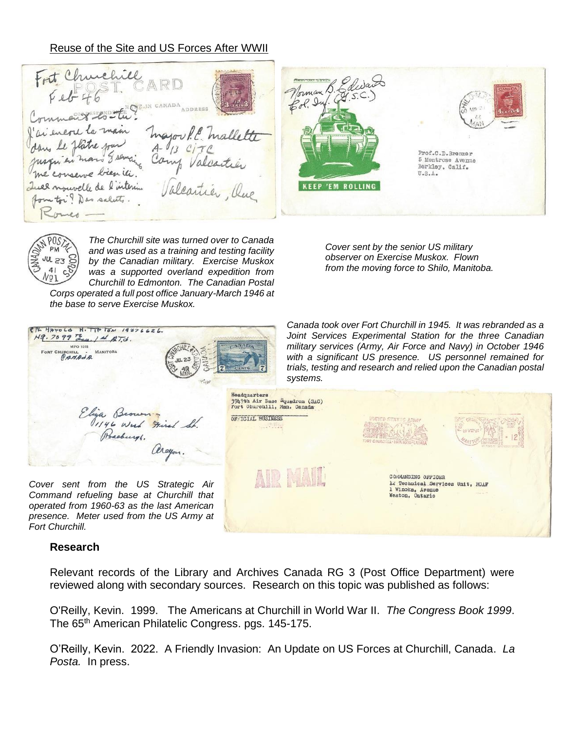## Reuse of the Site and US Forces After WWII

*The Churchill site was turned over to Canada and was used as a training and testing facility by the Canadian military. Exercise Muskox was a supported overland expedition from Churchill to Edmonton. The Canadian Postal Corps operated a full post office January-March 1946 at the base to serve Exercise Muskox.*

*Cover sent by the senior US military observer on Exercise Muskox. Flown from the moving force to Shilo, Manitoba.*

*Canada took over Fort Churchill in 1945. It was rebranded as a Joint Services Experimental Station for the three Canadian military services (Army, Air Force and Navy) in October 1946 with a significant US presence. US personnel remained for trials, testing and research and relied upon the Canadian postal systems.*

*Cover sent from the US Strategic Air Command refueling base at Churchill that operated from 1960-63 as the last American presence. Meter used from the US Army at Fort Churchill.*

### Research

Relevant records of the Library and Archives Canada RG 3 (Post Office Department) were reviewed along with secondary sources. Research on this topic was published as follows:

O'Reilly, Kevin. 1999. The Americans at Churchill in World War II. *The Congress Book 1999*. The 65th American Philatelic Congress. pgs. 145-175.

O'Reilly, Kevin. 2022. A Friendly Invasion: An Update on US Forces at Churchill, Canada. *La Posta.* In press.